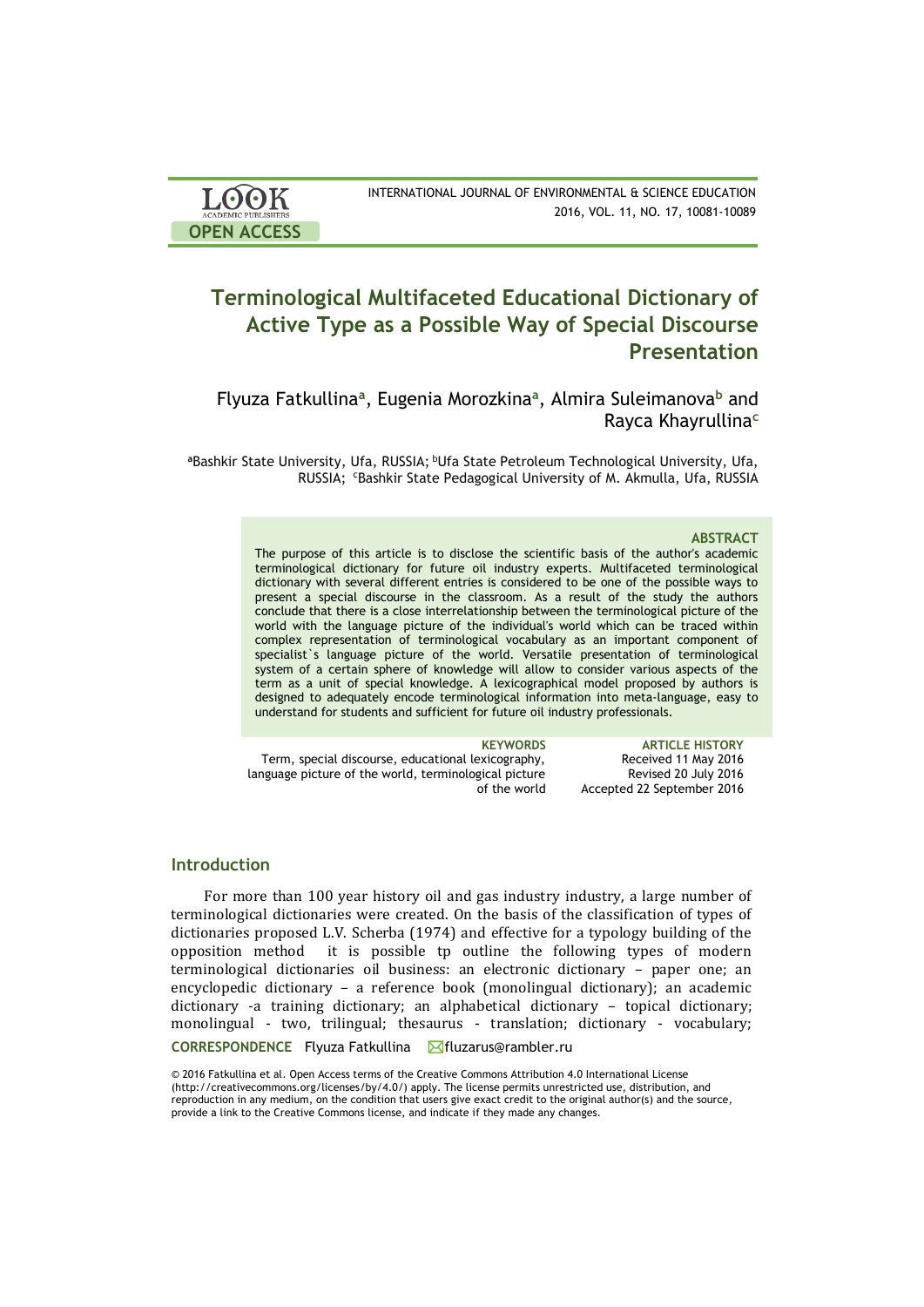# Terminological Multifaceted Educational Dictionary of Active Type as a Possible Way of Special Discourse Presentation

Flyuza Fatkullina[a], Eugenia Morozkina[a], Almira Suleimanova[b] and Rayca Khayrullina[c]

[a]Bashkir State University, Ufa, RUSSIA; [b]Ufa State Petroleum Technological University, Ufa, RUSSIA; [c]Bashkir State Pedagogical University of M. Akmulla, Ufa, RUSSIA

### ABSTRACT

The purpose of this article is to disclose the scientific basis of the author's academic terminological dictionary for future oil industry experts. Multifaceted terminological dictionary with several different entries is considered to be one of the possible ways to present a special discourse in the classroom. As a result of the study the authors conclude that there is a close interrelationship between the terminological picture of the world with the language picture of the individual's world which can be traced within complex representation of terminological vocabulary as an important component of specialist`s language picture of the world. Versatile presentation of terminological system of a certain sphere of knowledge will allow to consider various aspects of the term as a unit of special knowledge. A lexicographical model proposed by authors is designed to adequately encode terminological information into meta-language, easy to understand for students and sufficient for future oil industry professionals.

**KEYWORDS**
Term, special discourse, educational lexicography, language picture of the world, terminological picture of the world

**ARTICLE HISTORY**
Received 11 May 2016
Revised 20 July 2016
Accepted 22 September 2016

## Introduction

For more than 100 year history oil and gas industry industry, a large number of terminological dictionaries were created. On the basis of the classification of types of dictionaries proposed L.V. Scherba (1974) and effective for a typology building of the opposition method it is possible tp outline the following types of modern terminological dictionaries oil business: an electronic dictionary – paper one; an encyclopedic dictionary – a reference book (monolingual dictionary); an academic dictionary -a training dictionary; an alphabetical dictionary – topical dictionary; monolingual - two, trilingual; thesaurus - translation; dictionary - vocabulary;

**CORRESPONDENCE** Flyuza Fatkullina fluzarus@rambler.ru

© 2016 Fatkullina et al. Open Access terms of the Creative Commons Attribution 4.0 International License (http://creativecommons.org/licenses/by/4.0/) apply. The license permits unrestricted use, distribution, and reproduction in any medium, on the condition that users give exact credit to the original author(s) and the source, provide a link to the Creative Commons license, and indicate if they made any changes.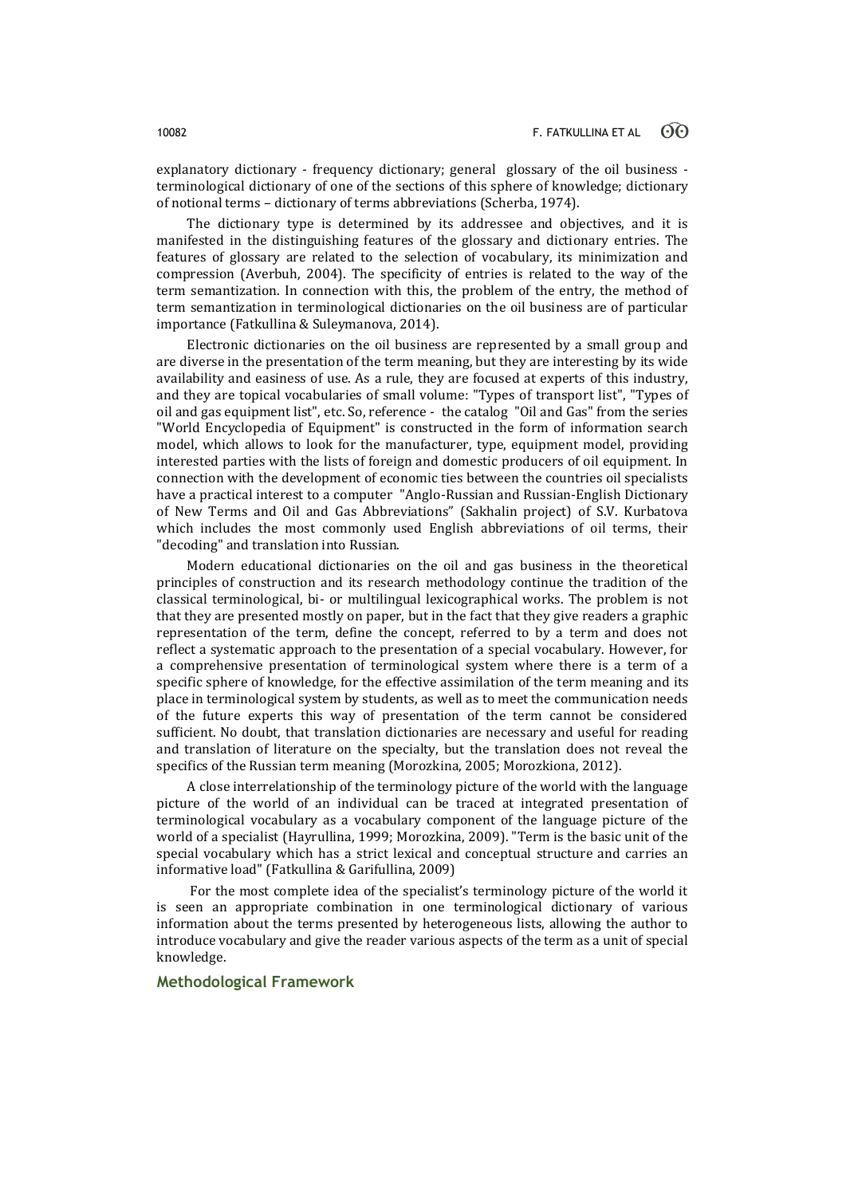explanatory dictionary - frequency dictionary; general glossary of the oil business - terminological dictionary of one of the sections of this sphere of knowledge; dictionary of notional terms – dictionary of terms abbreviations (Scherba, 1974).

The dictionary type is determined by its addressee and objectives, and it is manifested in the distinguishing features of the glossary and dictionary entries. The features of glossary are related to the selection of vocabulary, its minimization and compression (Averbuh, 2004). The specificity of entries is related to the way of the term semantization. In connection with this, the problem of the entry, the method of term semantization in terminological dictionaries on the oil business are of particular importance (Fatkullina & Suleymanova, 2014).

Electronic dictionaries on the oil business are represented by a small group and are diverse in the presentation of the term meaning, but they are interesting by its wide availability and easiness of use. As a rule, they are focused at experts of this industry, and they are topical vocabularies of small volume: "Types of transport list", "Types of oil and gas equipment list", etc. So, reference - the catalog "Oil and Gas" from the series "World Encyclopedia of Equipment" is constructed in the form of information search model, which allows to look for the manufacturer, type, equipment model, providing interested parties with the lists of foreign and domestic producers of oil equipment. In connection with the development of economic ties between the countries oil specialists have a practical interest to a computer "Anglo-Russian and Russian-English Dictionary of New Terms and Oil and Gas Abbreviations" (Sakhalin project) of S.V. Kurbatova which includes the most commonly used English abbreviations of oil terms, their "decoding" and translation into Russian.

Modern educational dictionaries on the oil and gas business in the theoretical principles of construction and its research methodology continue the tradition of the classical terminological, bi- or multilingual lexicographical works. The problem is not that they are presented mostly on paper, but in the fact that they give readers a graphic representation of the term, define the concept, referred to by a term and does not reflect a systematic approach to the presentation of a special vocabulary. However, for a comprehensive presentation of terminological system where there is a term of a specific sphere of knowledge, for the effective assimilation of the term meaning and its place in terminological system by students, as well as to meet the communication needs of the future experts this way of presentation of the term cannot be considered sufficient. No doubt, that translation dictionaries are necessary and useful for reading and translation of literature on the specialty, but the translation does not reveal the specifics of the Russian term meaning (Morozkina, 2005; Morozkiona, 2012).

A close interrelationship of the terminology picture of the world with the language picture of the world of an individual can be traced at integrated presentation of terminological vocabulary as a vocabulary component of the language picture of the world of a specialist (Hayrullina, 1999; Morozkina, 2009). "Term is the basic unit of the special vocabulary which has a strict lexical and conceptual structure and carries an informative load" (Fatkullina & Garifullina, 2009)

For the most complete idea of the specialist's terminology picture of the world it is seen an appropriate combination in one terminological dictionary of various information about the terms presented by heterogeneous lists, allowing the author to introduce vocabulary and give the reader various aspects of the term as a unit of special knowledge.

## Methodological Framework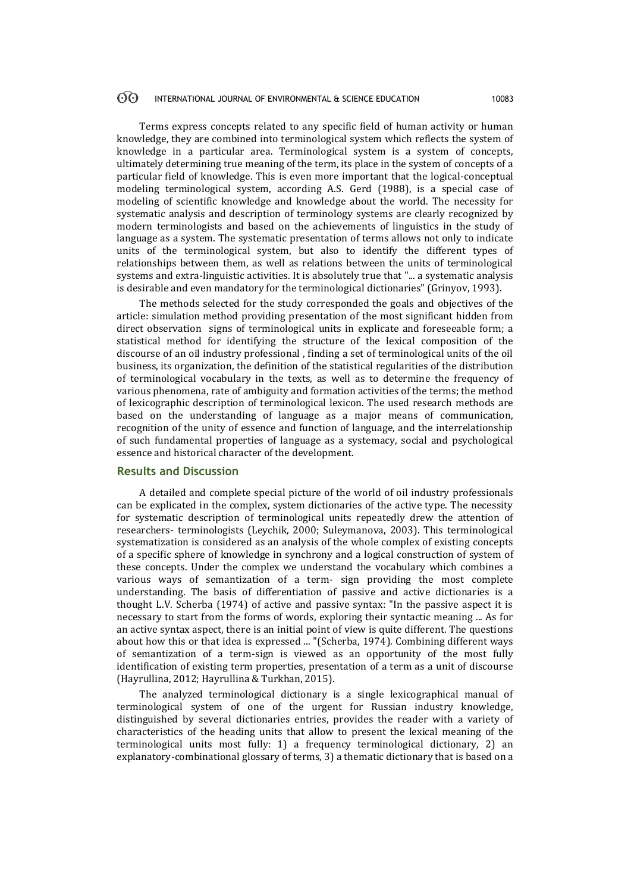Terms express concepts related to any specific field of human activity or human knowledge, they are combined into terminological system which reflects the system of knowledge in a particular area. Terminological system is a system of concepts, ultimately determining true meaning of the term, its place in the system of concepts of a particular field of knowledge. This is even more important that the logical-conceptual modeling terminological system, according A.S. Gerd (1988), is a special case of modeling of scientific knowledge and knowledge about the world. The necessity for systematic analysis and description of terminology systems are clearly recognized by modern terminologists and based on the achievements of linguistics in the study of language as a system. The systematic presentation of terms allows not only to indicate units of the terminological system, but also to identify the different types of relationships between them, as well as relations between the units of terminological systems and extra-linguistic activities. It is absolutely true that "... a systematic analysis is desirable and even mandatory for the terminological dictionaries" (Grinyov, 1993).

The methods selected for the study corresponded the goals and objectives of the article: simulation method providing presentation of the most significant hidden from direct observation signs of terminological units in explicate and foreseeable form; a statistical method for identifying the structure of the lexical composition of the discourse of an oil industry professional , finding a set of terminological units of the oil business, its organization, the definition of the statistical regularities of the distribution of terminological vocabulary in the texts, as well as to determine the frequency of various phenomena, rate of ambiguity and formation activities of the terms; the method of lexicographic description of terminological lexicon. The used research methods are based on the understanding of language as a major means of communication, recognition of the unity of essence and function of language, and the interrelationship of such fundamental properties of language as a systemacy, social and psychological essence and historical character of the development.

## Results and Discussion

A detailed and complete special picture of the world of oil industry professionals can be explicated in the complex, system dictionaries of the active type. The necessity for systematic description of terminological units repeatedly drew the attention of researchers- terminologists (Leychik, 2000; Suleymanova, 2003). This terminological systematization is considered as an analysis of the whole complex of existing concepts of a specific sphere of knowledge in synchrony and a logical construction of system of these concepts. Under the complex we understand the vocabulary which combines a various ways of semantization of a term- sign providing the most complete understanding. The basis of differentiation of passive and active dictionaries is a thought L.V. Scherba (1974) of active and passive syntax: "In the passive aspect it is necessary to start from the forms of words, exploring their syntactic meaning ... As for an active syntax aspect, there is an initial point of view is quite different. The questions about how this or that idea is expressed ... "(Scherba, 1974). Combining different ways of semantization of a term-sign is viewed as an opportunity of the most fully identification of existing term properties, presentation of a term as a unit of discourse (Hayrullina, 2012; Hayrullina & Turkhan, 2015).

The analyzed terminological dictionary is a single lexicographical manual of terminological system of one of the urgent for Russian industry knowledge, distinguished by several dictionaries entries, provides the reader with a variety of characteristics of the heading units that allow to present the lexical meaning of the terminological units most fully: 1) a frequency terminological dictionary, 2) an explanatory-combinational glossary of terms, 3) a thematic dictionary that is based on a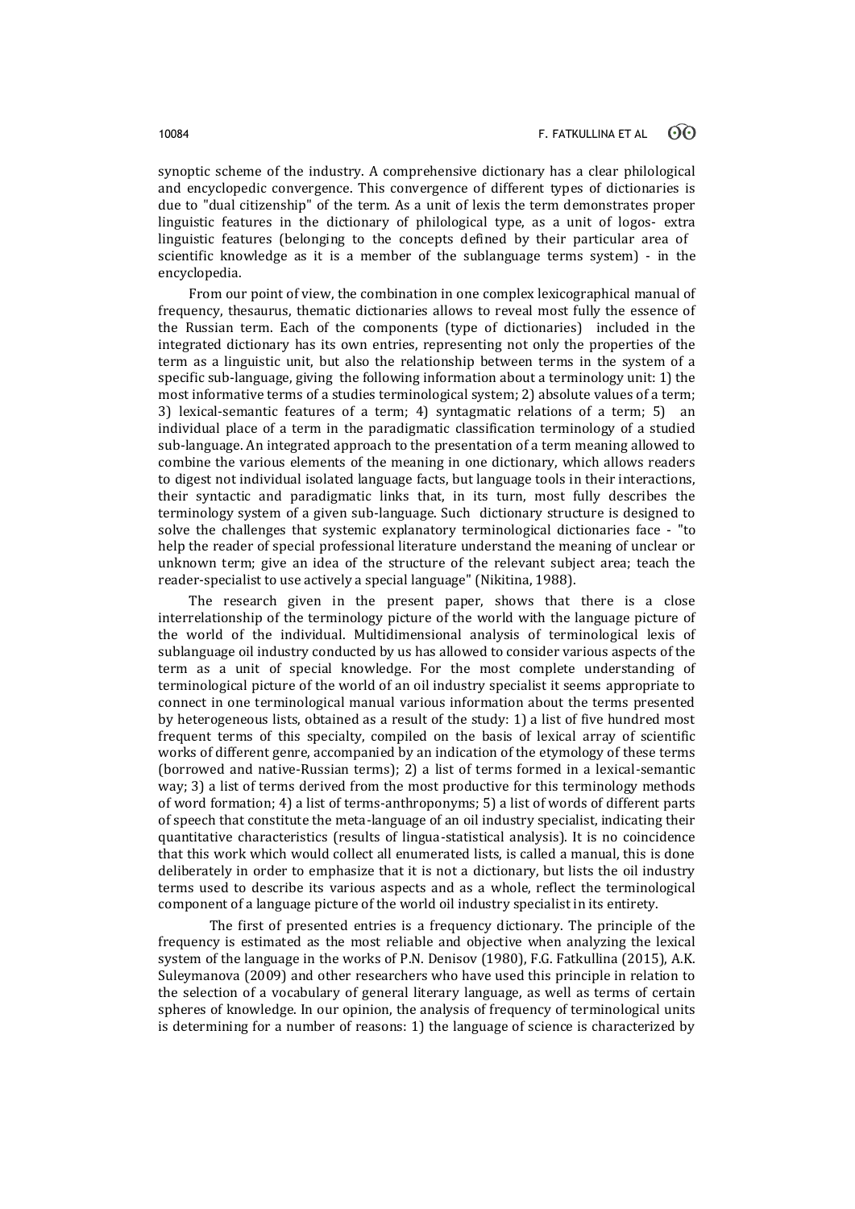synoptic scheme of the industry. A comprehensive dictionary has a clear philological and encyclopedic convergence. This convergence of different types of dictionaries is due to "dual citizenship" of the term. As a unit of lexis the term demonstrates proper linguistic features in the dictionary of philological type, as a unit of logos- extra linguistic features (belonging to the concepts defined by their particular area of scientific knowledge as it is a member of the sublanguage terms system) - in the encyclopedia.

From our point of view, the combination in one complex lexicographical manual of frequency, thesaurus, thematic dictionaries allows to reveal most fully the essence of the Russian term. Each of the components (type of dictionaries) included in the integrated dictionary has its own entries, representing not only the properties of the term as a linguistic unit, but also the relationship between terms in the system of a specific sub-language, giving the following information about a terminology unit: 1) the most informative terms of a studies terminological system; 2) absolute values of a term; 3) lexical-semantic features of a term; 4) syntagmatic relations of a term; 5) an individual place of a term in the paradigmatic classification terminology of a studied sub-language. An integrated approach to the presentation of a term meaning allowed to combine the various elements of the meaning in one dictionary, which allows readers to digest not individual isolated language facts, but language tools in their interactions, their syntactic and paradigmatic links that, in its turn, most fully describes the terminology system of a given sub-language. Such dictionary structure is designed to solve the challenges that systemic explanatory terminological dictionaries face - "to help the reader of special professional literature understand the meaning of unclear or unknown term; give an idea of the structure of the relevant subject area; teach the reader-specialist to use actively a special language" (Nikitina, 1988).

The research given in the present paper, shows that there is a close interrelationship of the terminology picture of the world with the language picture of the world of the individual. Multidimensional analysis of terminological lexis of sublanguage oil industry conducted by us has allowed to consider various aspects of the term as a unit of special knowledge. For the most complete understanding of terminological picture of the world of an oil industry specialist it seems appropriate to connect in one terminological manual various information about the terms presented by heterogeneous lists, obtained as a result of the study: 1) a list of five hundred most frequent terms of this specialty, compiled on the basis of lexical array of scientific works of different genre, accompanied by an indication of the etymology of these terms (borrowed and native-Russian terms); 2) a list of terms formed in a lexical-semantic way; 3) a list of terms derived from the most productive for this terminology methods of word formation; 4) a list of terms-anthroponyms; 5) a list of words of different parts of speech that constitute the meta-language of an oil industry specialist, indicating their quantitative characteristics (results of lingua-statistical analysis). It is no coincidence that this work which would collect all enumerated lists, is called a manual, this is done deliberately in order to emphasize that it is not a dictionary, but lists the oil industry terms used to describe its various aspects and as a whole, reflect the terminological component of a language picture of the world oil industry specialist in its entirety.

The first of presented entries is a frequency dictionary. The principle of the frequency is estimated as the most reliable and objective when analyzing the lexical system of the language in the works of P.N. Denisov (1980), F.G. Fatkullina (2015), A.K. Suleymanova (2009) and other researchers who have used this principle in relation to the selection of a vocabulary of general literary language, as well as terms of certain spheres of knowledge. In our opinion, the analysis of frequency of terminological units is determining for a number of reasons: 1) the language of science is characterized by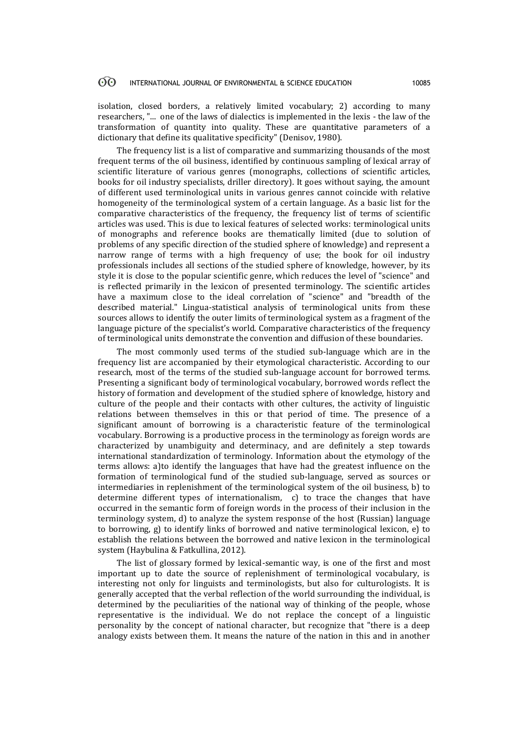isolation, closed borders, a relatively limited vocabulary; 2) according to many researchers, "... one of the laws of dialectics is implemented in the lexis - the law of the transformation of quantity into quality. These are quantitative parameters of a dictionary that define its qualitative specificity" (Denisov, 1980).

The frequency list is a list of comparative and summarizing thousands of the most frequent terms of the oil business, identified by continuous sampling of lexical array of scientific literature of various genres (monographs, collections of scientific articles, books for oil industry specialists, driller directory). It goes without saying, the amount of different used terminological units in various genres cannot coincide with relative homogeneity of the terminological system of a certain language. As a basic list for the comparative characteristics of the frequency, the frequency list of terms of scientific articles was used. This is due to lexical features of selected works: terminological units of monographs and reference books are thematically limited (due to solution of problems of any specific direction of the studied sphere of knowledge) and represent a narrow range of terms with a high frequency of use; the book for oil industry professionals includes all sections of the studied sphere of knowledge, however, by its style it is close to the popular scientific genre, which reduces the level of "science" and is reflected primarily in the lexicon of presented terminology. The scientific articles have a maximum close to the ideal correlation of "science" and "breadth of the described material." Lingua-statistical analysis of terminological units from these sources allows to identify the outer limits of terminological system as a fragment of the language picture of the specialist's world. Comparative characteristics of the frequency of terminological units demonstrate the convention and diffusion of these boundaries.

The most commonly used terms of the studied sub-language which are in the frequency list are accompanied by their etymological characteristic. According to our research, most of the terms of the studied sub-language account for borrowed terms. Presenting a significant body of terminological vocabulary, borrowed words reflect the history of formation and development of the studied sphere of knowledge, history and culture of the people and their contacts with other cultures, the activity of linguistic relations between themselves in this or that period of time. The presence of a significant amount of borrowing is a characteristic feature of the terminological vocabulary. Borrowing is a productive process in the terminology as foreign words are characterized by unambiguity and determinacy, and are definitely a step towards international standardization of terminology. Information about the etymology of the terms allows: a)to identify the languages that have had the greatest influence on the formation of terminological fund of the studied sub-language, served as sources or intermediaries in replenishment of the terminological system of the oil business, b) to determine different types of internationalism, c) to trace the changes that have occurred in the semantic form of foreign words in the process of their inclusion in the terminology system, d) to analyze the system response of the host (Russian) language to borrowing, g) to identify links of borrowed and native terminological lexicon, e) to establish the relations between the borrowed and native lexicon in the terminological system (Haybulina & Fatkullina, 2012).

The list of glossary formed by lexical-semantic way, is one of the first and most important up to date the source of replenishment of terminological vocabulary, is interesting not only for linguists and terminologists, but also for culturologists. It is generally accepted that the verbal reflection of the world surrounding the individual, is determined by the peculiarities of the national way of thinking of the people, whose representative is the individual. We do not replace the concept of a linguistic personality by the concept of national character, but recognize that "there is a deep analogy exists between them. It means the nature of the nation in this and in another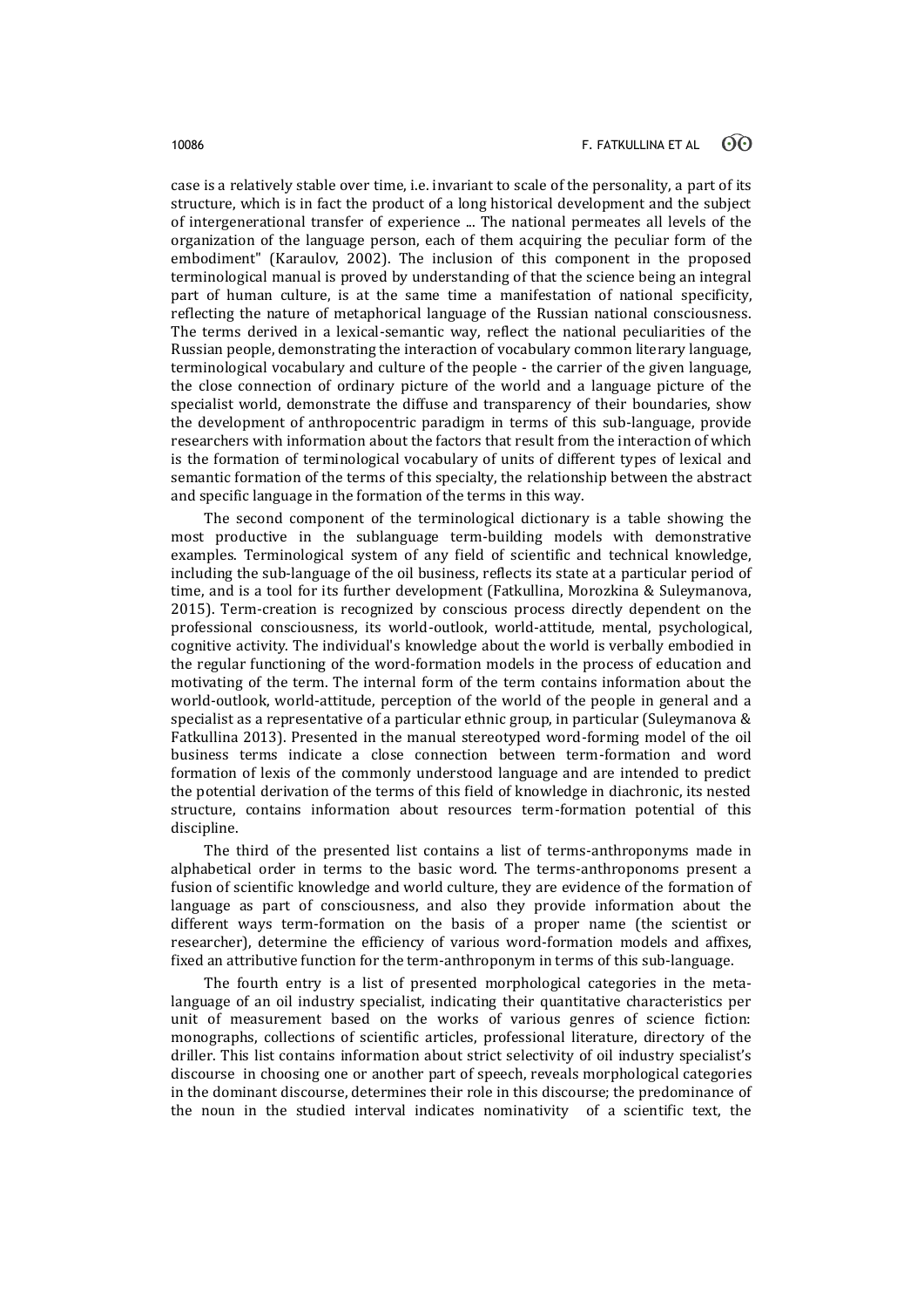case is a relatively stable over time, i.e. invariant to scale of the personality, a part of its structure, which is in fact the product of a long historical development and the subject of intergenerational transfer of experience ... The national permeates all levels of the organization of the language person, each of them acquiring the peculiar form of the embodiment" (Karaulov, 2002). The inclusion of this component in the proposed terminological manual is proved by understanding of that the science being an integral part of human culture, is at the same time a manifestation of national specificity, reflecting the nature of metaphorical language of the Russian national consciousness. The terms derived in a lexical-semantic way, reflect the national peculiarities of the Russian people, demonstrating the interaction of vocabulary common literary language, terminological vocabulary and culture of the people - the carrier of the given language, the close connection of ordinary picture of the world and a language picture of the specialist world, demonstrate the diffuse and transparency of their boundaries, show the development of anthropocentric paradigm in terms of this sub-language, provide researchers with information about the factors that result from the interaction of which is the formation of terminological vocabulary of units of different types of lexical and semantic formation of the terms of this specialty, the relationship between the abstract and specific language in the formation of the terms in this way.

The second component of the terminological dictionary is a table showing the most productive in the sublanguage term-building models with demonstrative examples. Terminological system of any field of scientific and technical knowledge, including the sub-language of the oil business, reflects its state at a particular period of time, and is a tool for its further development (Fatkullina, Morozkina & Suleymanova, 2015). Term-creation is recognized by conscious process directly dependent on the professional consciousness, its world-outlook, world-attitude, mental, psychological, cognitive activity. The individual's knowledge about the world is verbally embodied in the regular functioning of the word-formation models in the process of education and motivating of the term. The internal form of the term contains information about the world-outlook, world-attitude, perception of the world of the people in general and a specialist as a representative of a particular ethnic group, in particular (Suleymanova & Fatkullina 2013). Presented in the manual stereotyped word-forming model of the oil business terms indicate a close connection between term-formation and word formation of lexis of the commonly understood language and are intended to predict the potential derivation of the terms of this field of knowledge in diachronic, its nested structure, contains information about resources term-formation potential of this discipline.

The third of the presented list contains a list of terms-anthroponyms made in alphabetical order in terms to the basic word. The terms-anthroponoms present a fusion of scientific knowledge and world culture, they are evidence of the formation of language as part of consciousness, and also they provide information about the different ways term-formation on the basis of a proper name (the scientist or researcher), determine the efficiency of various word-formation models and affixes, fixed an attributive function for the term-anthroponym in terms of this sub-language.

The fourth entry is a list of presented morphological categories in the meta-language of an oil industry specialist, indicating their quantitative characteristics per unit of measurement based on the works of various genres of science fiction: monographs, collections of scientific articles, professional literature, directory of the driller. This list contains information about strict selectivity of oil industry specialist's discourse in choosing one or another part of speech, reveals morphological categories in the dominant discourse, determines their role in this discourse; the predominance of the noun in the studied interval indicates nominativity of a scientific text, the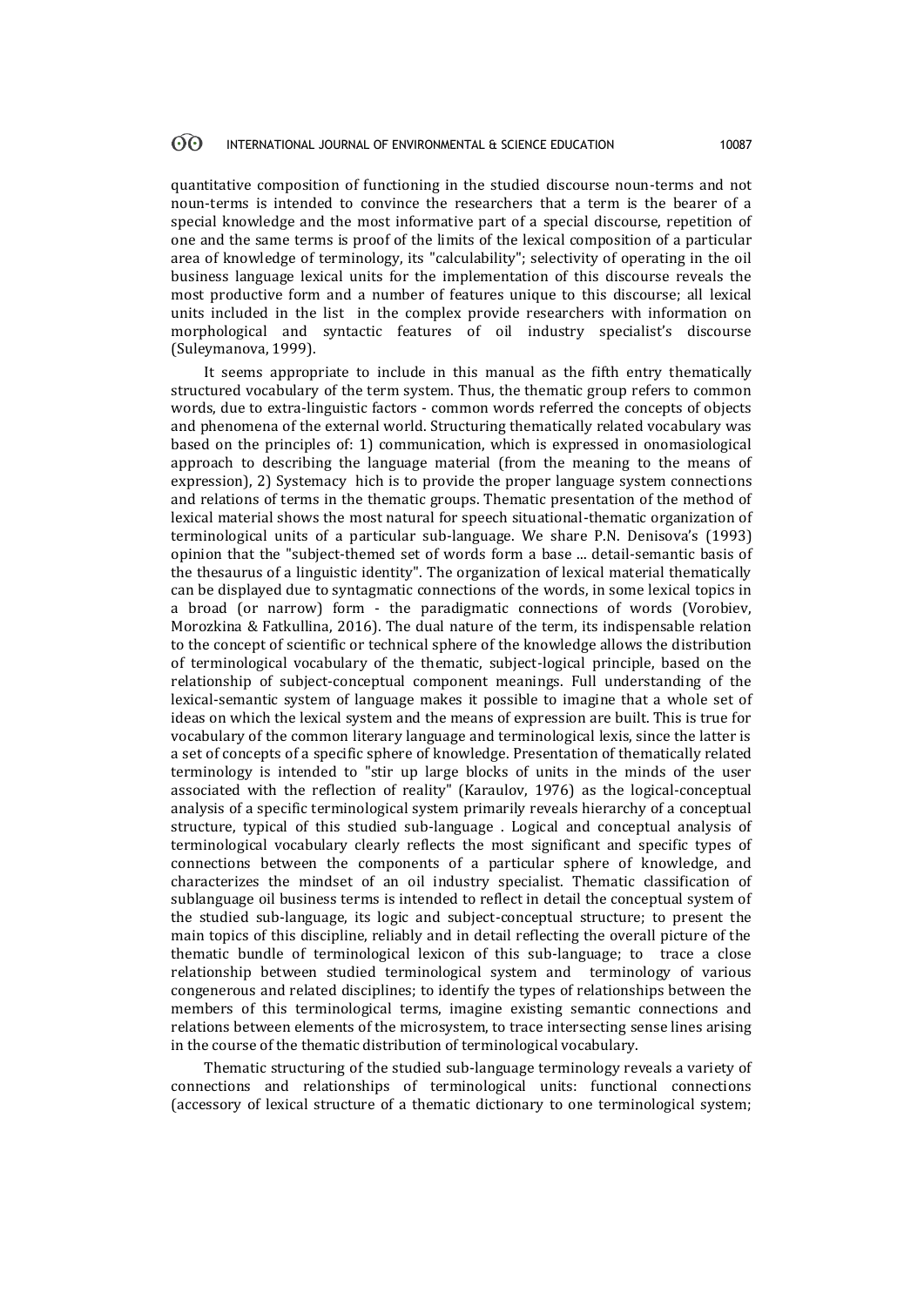quantitative composition of functioning in the studied discourse noun-terms and not noun-terms is intended to convince the researchers that a term is the bearer of a special knowledge and the most informative part of a special discourse, repetition of one and the same terms is proof of the limits of the lexical composition of a particular area of knowledge of terminology, its "calculability"; selectivity of operating in the oil business language lexical units for the implementation of this discourse reveals the most productive form and a number of features unique to this discourse; all lexical units included in the list in the complex provide researchers with information on morphological and syntactic features of oil industry specialist's discourse (Suleymanova, 1999).

It seems appropriate to include in this manual as the fifth entry thematically structured vocabulary of the term system. Thus, the thematic group refers to common words, due to extra-linguistic factors - common words referred the concepts of objects and phenomena of the external world. Structuring thematically related vocabulary was based on the principles of: 1) communication, which is expressed in onomasiological approach to describing the language material (from the meaning to the means of expression), 2) Systemacy hich is to provide the proper language system connections and relations of terms in the thematic groups. Thematic presentation of the method of lexical material shows the most natural for speech situational-thematic organization of terminological units of a particular sub-language. We share P.N. Denisova's (1993) opinion that the "subject-themed set of words form a base ... detail-semantic basis of the thesaurus of a linguistic identity". The organization of lexical material thematically can be displayed due to syntagmatic connections of the words, in some lexical topics in a broad (or narrow) form - the paradigmatic connections of words (Vorobiev, Morozkina & Fatkullina, 2016). The dual nature of the term, its indispensable relation to the concept of scientific or technical sphere of the knowledge allows the distribution of terminological vocabulary of the thematic, subject-logical principle, based on the relationship of subject-conceptual component meanings. Full understanding of the lexical-semantic system of language makes it possible to imagine that a whole set of ideas on which the lexical system and the means of expression are built. This is true for vocabulary of the common literary language and terminological lexis, since the latter is a set of concepts of a specific sphere of knowledge. Presentation of thematically related terminology is intended to "stir up large blocks of units in the minds of the user associated with the reflection of reality" (Karaulov, 1976) as the logical-conceptual analysis of a specific terminological system primarily reveals hierarchy of a conceptual structure, typical of this studied sub-language . Logical and conceptual analysis of terminological vocabulary clearly reflects the most significant and specific types of connections between the components of a particular sphere of knowledge, and characterizes the mindset of an oil industry specialist. Thematic classification of sublanguage oil business terms is intended to reflect in detail the conceptual system of the studied sub-language, its logic and subject-conceptual structure; to present the main topics of this discipline, reliably and in detail reflecting the overall picture of the thematic bundle of terminological lexicon of this sub-language; to trace a close relationship between studied terminological system and terminology of various congenerous and related disciplines; to identify the types of relationships between the members of this terminological terms, imagine existing semantic connections and relations between elements of the microsystem, to trace intersecting sense lines arising in the course of the thematic distribution of terminological vocabulary.

Thematic structuring of the studied sub-language terminology reveals a variety of connections and relationships of terminological units: functional connections (accessory of lexical structure of a thematic dictionary to one terminological system;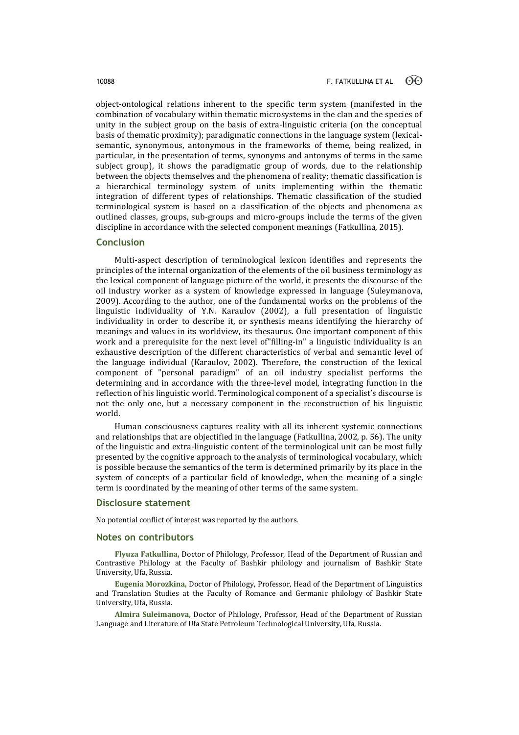object-ontological relations inherent to the specific term system (manifested in the combination of vocabulary within thematic microsystems in the clan and the species of unity in the subject group on the basis of extra-linguistic criteria (on the conceptual basis of thematic proximity); paradigmatic connections in the language system (lexical-semantic, synonymous, antonymous in the frameworks of theme, being realized, in particular, in the presentation of terms, synonyms and antonyms of terms in the same subject group), it shows the paradigmatic group of words, due to the relationship between the objects themselves and the phenomena of reality; thematic classification is a hierarchical terminology system of units implementing within the thematic integration of different types of relationships. Thematic classification of the studied terminological system is based on a classification of the objects and phenomena as outlined classes, groups, sub-groups and micro-groups include the terms of the given discipline in accordance with the selected component meanings (Fatkullina, 2015).

## Conclusion

Multi-aspect description of terminological lexicon identifies and represents the principles of the internal organization of the elements of the oil business terminology as the lexical component of language picture of the world, it presents the discourse of the oil industry worker as a system of knowledge expressed in language (Suleymanova, 2009). According to the author, one of the fundamental works on the problems of the linguistic individuality of Y.N. Karaulov (2002), a full presentation of linguistic individuality in order to describe it, or synthesis means identifying the hierarchy of meanings and values in its worldview, its thesaurus. One important component of this work and a prerequisite for the next level of"filling-in" a linguistic individuality is an exhaustive description of the different characteristics of verbal and semantic level of the language individual (Karaulov, 2002). Therefore, the construction of the lexical component of "personal paradigm" of an oil industry specialist performs the determining and in accordance with the three-level model, integrating function in the reflection of his linguistic world. Terminological component of a specialist's discourse is not the only one, but a necessary component in the reconstruction of his linguistic world.

Human consciousness captures reality with all its inherent systemic connections and relationships that are objectified in the language (Fatkullina, 2002, p. 56). The unity of the linguistic and extra-linguistic content of the terminological unit can be most fully presented by the cognitive approach to the analysis of terminological vocabulary, which is possible because the semantics of the term is determined primarily by its place in the system of concepts of a particular field of knowledge, when the meaning of a single term is coordinated by the meaning of other terms of the same system.

## Disclosure statement

No potential conflict of interest was reported by the authors.

## Notes on contributors

**Flyuza Fatkullina**, Doctor of Philology, Professor, Head of the Department of Russian and Contrastive Philology at the Faculty of Bashkir philology and journalism of Bashkir State University, Ufa, Russia.

**Eugenia Morozkina**, Doctor of Philology, Professor, Head of the Department of Linguistics and Translation Studies at the Faculty of Romance and Germanic philology of Bashkir State University, Ufa, Russia.

**Almira Suleimanova**, Doctor of Philology, Professor, Head of the Department of Russian Language and Literature of Ufa State Petroleum Technological University, Ufa, Russia.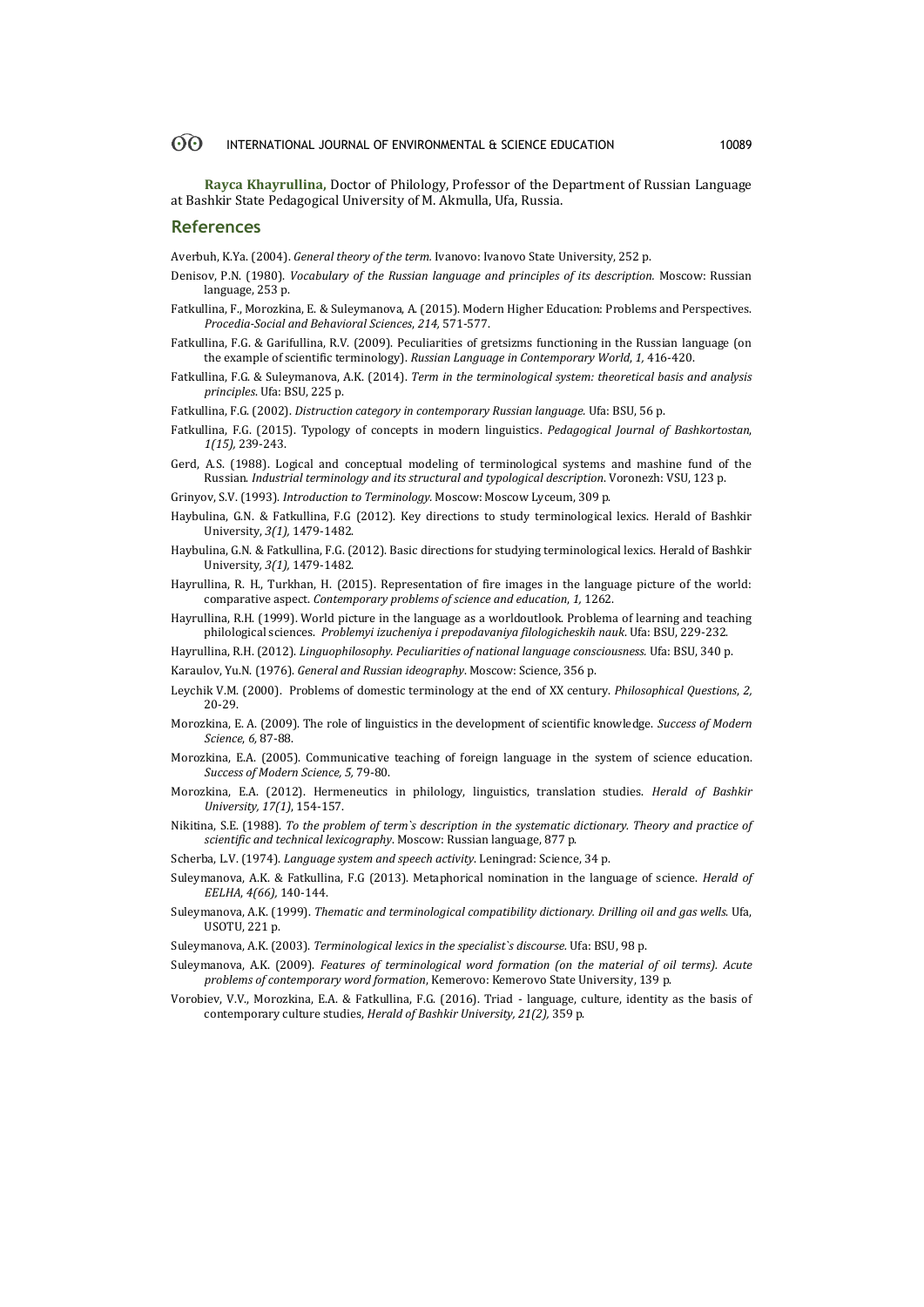**Rayca Khayrullina,** Doctor of Philology, Professor of the Department of Russian Language at Bashkir State Pedagogical University of M. Akmulla, Ufa, Russia.

## References

Averbuh, K.Ya. (2004). *General theory of the term.* Ivanovo: Ivanovo State University, 252 p.

Denisov, P.N. (1980). *Vocabulary of the Russian language and principles of its description.* Moscow: Russian language, 253 p.

Fatkullina, F., Morozkina, E. & Suleymanova, A. (2015). Modern Higher Education: Problems and Perspectives. *Procedia-Social and Behavioral Sciences*, *214,* 571-577.

Fatkullina, F.G. & Garifullina, R.V. (2009). Peculiarities of gretsizms functioning in the Russian language (on the example of scientific terminology). *Russian Language in Contemporary World*, *1,* 416-420.

Fatkullina, F.G. & Suleymanova, A.K. (2014). *Term in the terminological system: theoretical basis and analysis principles*. Ufa: BSU, 225 p.

Fatkullina, F.G. (2002). *Distruction category in contemporary Russian language.* Ufa: BSU, 56 p.

Fatkullina, F.G. (2015). Typology of concepts in modern linguistics. *Pedagogical Journal of Bashkortostan*, *1(15),* 239-243.

Gerd, A.S. (1988). Logical and conceptual modeling of terminological systems and mashine fund of the Russian. *Industrial terminology and its structural and typological description*. Voronezh: VSU, 123 p.

Grinyov, S.V. (1993). *Introduction to Terminology.* Moscow: Moscow Lyceum, 309 p.

Haybulina, G.N. & Fatkullina, F.G (2012). Key directions to study terminological lexics. Herald of Bashkir University, *3(1),* 1479-1482.

Haybulina, G.N. & Fatkullina, F.G. (2012). Basic directions for studying terminological lexics. Herald of Bashkir University, *3(1),* 1479-1482.

Hayrullina, R. H., Turkhan, H. (2015). Representation of fire images in the language picture of the world: comparative aspect. *Contemporary problems of science and education*, *1,* 1262.

Hayrullina, R.H. (1999). World picture in the language as a worldoutlook. Problema of learning and teaching philological sciences. *Problemyi izucheniya i prepodavaniya filologicheskih nauk*. Ufa: BSU, 229-232.

Hayrullina, R.H. (2012). *Linguophilosophy. Peculiarities of national language consciousness.* Ufa: BSU, 340 p.

Karaulov, Yu.N. (1976). *General and Russian ideography*. Moscow: Science, 356 p.

Leychik V.M. (2000). Problems of domestic terminology at the end of XX century. *Philosophical Questions*, *2,* 20-29.

Morozkina, E. A. (2009). The role of linguistics in the development of scientific knowledge. *Success of Modern Science, 6,* 87-88.

Morozkina, E.A. (2005). Communicative teaching of foreign language in the system of science education. *Success of Modern Science, 5,* 79-80.

Morozkina, E.A. (2012). Hermeneutics in philology, linguistics, translation studies. *Herald of Bashkir University, 17(1)*, 154-157.

Nikitina, S.E. (1988). *To the problem of term`s description in the systematic dictionary. Theory and practice of scientific and technical lexicography*. Moscow: Russian language, 877 p.

Scherba, L.V. (1974). *Language system and speech activity*. Leningrad: Science, 34 p.

Suleymanova, A.K. & Fatkullina, F.G (2013). Metaphorical nomination in the language of science. *Herald of EELHA*, *4(66),* 140-144.

Suleymanova, A.K. (1999). *Thematic and terminological compatibility dictionary. Drilling oil and gas wells.* Ufa, USOTU, 221 p.

Suleymanova, A.K. (2003). *Terminological lexics in the specialist`s discourse.* Ufa: BSU, 98 p.

Suleymanova, A.K. (2009). *Features of terminological word formation (on the material of oil terms). Acute problems of contemporary word formation*, Kemerovo: Kemerovo State University, 139 p.

Vorobiev, V.V., Morozkina, E.A. & Fatkullina, F.G. (2016). Triad - language, culture, identity as the basis of contemporary culture studies, *Herald of Bashkir University, 21(2),* 359 p.